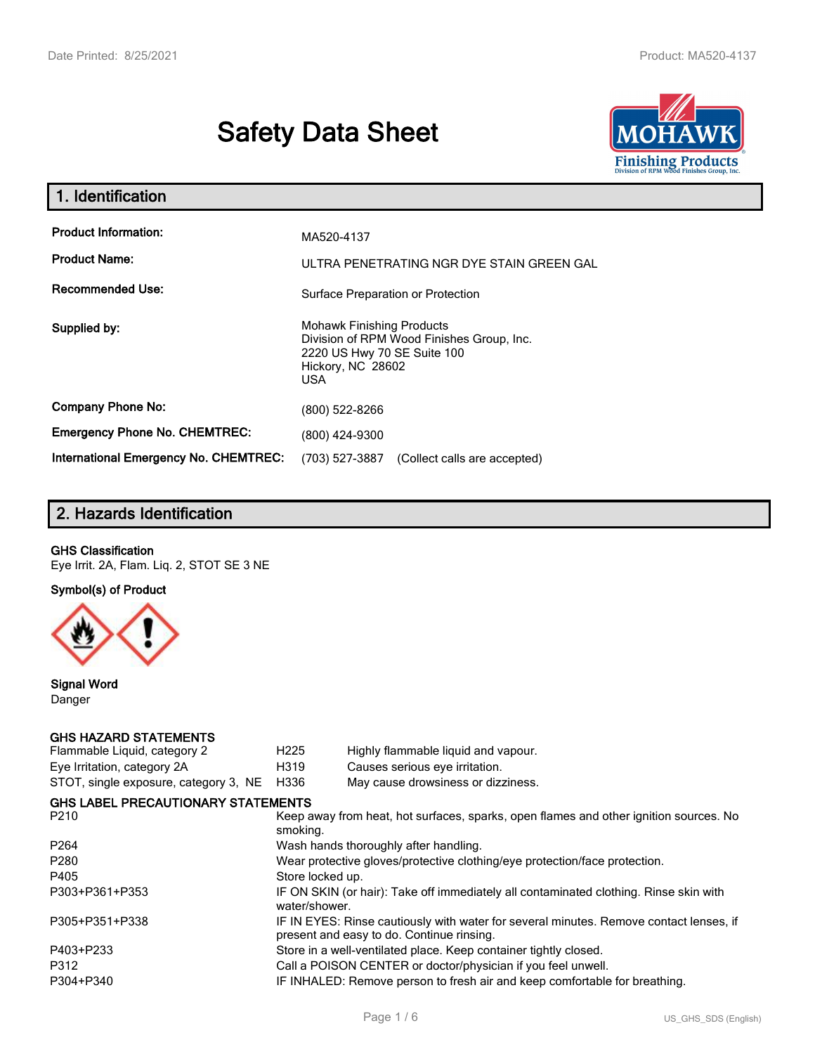# Safety Data Sheet

## 1. Identification

| | |
|---|---|
| **Product Information:** | MA520-4137 |
| **Product Name:** | ULTRA PENETRATING NGR DYE STAIN GREEN GAL |
| **Recommended Use:** | Surface Preparation or Protection |
| **Supplied by:** | Mohawk Finishing Products<br>Division of RPM Wood Finishes Group, Inc.<br>2220 US Hwy 70 SE Suite 100<br>Hickory, NC 28602<br>USA |
| **Company Phone No:** | (800) 522-8266 |
| **Emergency Phone No. CHEMTREC:** | (800) 424-9300 |
| **International Emergency No. CHEMTREC:** | (703) 527-3887 (Collect calls are accepted) |

## 2. Hazards Identification

**GHS Classification**

Eye Irrit. 2A, Flam. Liq. 2, STOT SE 3 NE

**Symbol(s) of Product**

**Signal Word**

Danger

**GHS HAZARD STATEMENTS**

| | | |
|---|---|---|
| Flammable Liquid, category 2 | H225 | Highly flammable liquid and vapour. |
| Eye Irritation, category 2A | H319 | Causes serious eye irritation. |
| STOT, single exposure, category 3, NE | H336 | May cause drowsiness or dizziness. |

**GHS LABEL PRECAUTIONARY STATEMENTS**

| | |
|---|---|
| P210 | Keep away from heat, hot surfaces, sparks, open flames and other ignition sources. No smoking. |
| P264 | Wash hands thoroughly after handling. |
| P280 | Wear protective gloves/protective clothing/eye protection/face protection. |
| P405 | Store locked up. |
| P303+P361+P353 | IF ON SKIN (or hair): Take off immediately all contaminated clothing. Rinse skin with water/shower. |
| P305+P351+P338 | IF IN EYES: Rinse cautiously with water for several minutes. Remove contact lenses, if present and easy to do. Continue rinsing. |
| P403+P233 | Store in a well-ventilated place. Keep container tightly closed. |
| P312 | Call a POISON CENTER or doctor/physician if you feel unwell. |
| P304+P340 | IF INHALED: Remove person to fresh air and keep comfortable for breathing. |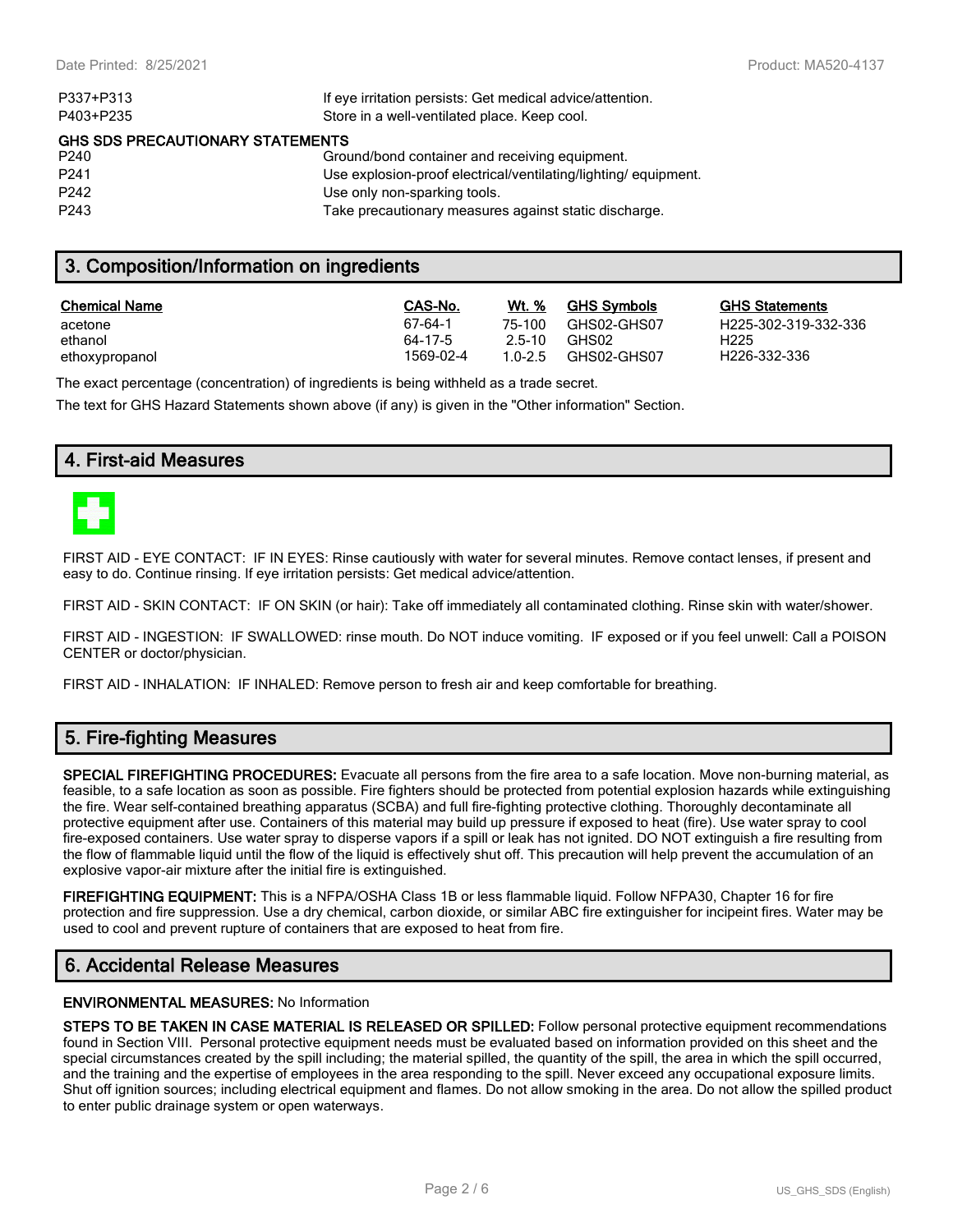| | |
|---|---|
| P337+P313 | If eye irritation persists: Get medical advice/attention. |
| P403+P235 | Store in a well-ventilated place. Keep cool. |

**GHS SDS PRECAUTIONARY STATEMENTS**

| | |
|---|---|
| P240 | Ground/bond container and receiving equipment. |
| P241 | Use explosion-proof electrical/ventilating/lighting/ equipment. |
| P242 | Use only non-sparking tools. |
| P243 | Take precautionary measures against static discharge. |

## 3. Composition/Information on ingredients

| Chemical Name | CAS-No. | Wt. % | GHS Symbols | GHS Statements |
|---|---|---|---|---|
| acetone | 67-64-1 | 75-100 | GHS02-GHS07 | H225-302-319-332-336 |
| ethanol | 64-17-5 | 2.5-10 | GHS02 | H225 |
| ethoxypropanol | 1569-02-4 | 1.0-2.5 | GHS02-GHS07 | H226-332-336 |

The exact percentage (concentration) of ingredients is being withheld as a trade secret.

The text for GHS Hazard Statements shown above (if any) is given in the "Other information" Section.

## 4. First-aid Measures

FIRST AID - EYE CONTACT: IF IN EYES: Rinse cautiously with water for several minutes. Remove contact lenses, if present and easy to do. Continue rinsing. If eye irritation persists: Get medical advice/attention.

FIRST AID - SKIN CONTACT: IF ON SKIN (or hair): Take off immediately all contaminated clothing. Rinse skin with water/shower.

FIRST AID - INGESTION: IF SWALLOWED: rinse mouth. Do NOT induce vomiting. IF exposed or if you feel unwell: Call a POISON CENTER or doctor/physician.

FIRST AID - INHALATION: IF INHALED: Remove person to fresh air and keep comfortable for breathing.

## 5. Fire-fighting Measures

**SPECIAL FIREFIGHTING PROCEDURES:** Evacuate all persons from the fire area to a safe location. Move non-burning material, as feasible, to a safe location as soon as possible. Fire fighters should be protected from potential explosion hazards while extinguishing the fire. Wear self-contained breathing apparatus (SCBA) and full fire-fighting protective clothing. Thoroughly decontaminate all protective equipment after use. Containers of this material may build up pressure if exposed to heat (fire). Use water spray to cool fire-exposed containers. Use water spray to disperse vapors if a spill or leak has not ignited. DO NOT extinguish a fire resulting from the flow of flammable liquid until the flow of the liquid is effectively shut off. This precaution will help prevent the accumulation of an explosive vapor-air mixture after the initial fire is extinguished.

**FIREFIGHTING EQUIPMENT:** This is a NFPA/OSHA Class 1B or less flammable liquid. Follow NFPA30, Chapter 16 for fire protection and fire suppression. Use a dry chemical, carbon dioxide, or similar ABC fire extinguisher for incipeint fires. Water may be used to cool and prevent rupture of containers that are exposed to heat from fire.

## 6. Accidental Release Measures

**ENVIRONMENTAL MEASURES:** No Information

**STEPS TO BE TAKEN IN CASE MATERIAL IS RELEASED OR SPILLED:** Follow personal protective equipment recommendations found in Section VIII. Personal protective equipment needs must be evaluated based on information provided on this sheet and the special circumstances created by the spill including; the material spilled, the quantity of the spill, the area in which the spill occurred, and the training and the expertise of employees in the area responding to the spill. Never exceed any occupational exposure limits. Shut off ignition sources; including electrical equipment and flames. Do not allow smoking in the area. Do not allow the spilled product to enter public drainage system or open waterways.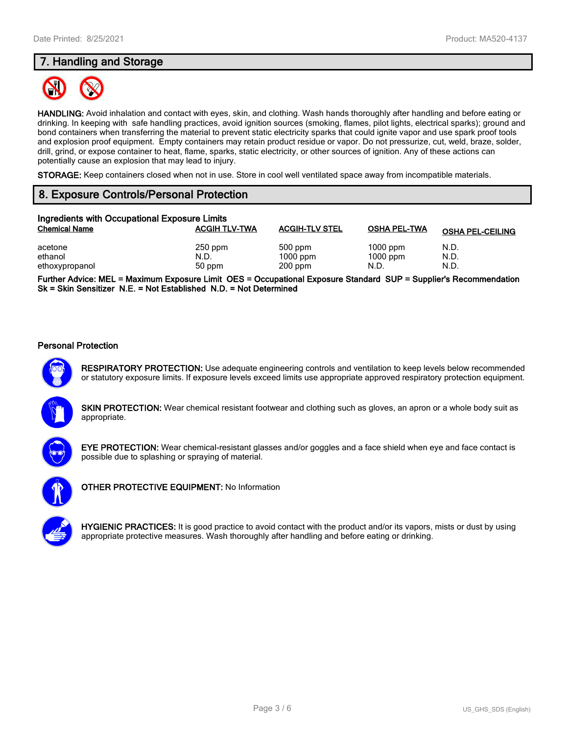## 7. Handling and Storage

**HANDLING:** Avoid inhalation and contact with eyes, skin, and clothing. Wash hands thoroughly after handling and before eating or drinking. In keeping with safe handling practices, avoid ignition sources (smoking, flames, pilot lights, electrical sparks); ground and bond containers when transferring the material to prevent static electricity sparks that could ignite vapor and use spark proof tools and explosion proof equipment. Empty containers may retain product residue or vapor. Do not pressurize, cut, weld, braze, solder, drill, grind, or expose container to heat, flame, sparks, static electricity, or other sources of ignition. Any of these actions can potentially cause an explosion that may lead to injury.

**STORAGE:** Keep containers closed when not in use. Store in cool well ventilated space away from incompatible materials.

## 8. Exposure Controls/Personal Protection

### Ingredients with Occupational Exposure Limits

| Chemical Name | ACGIH TLV-TWA | ACGIH-TLV STEL | OSHA PEL-TWA | OSHA PEL-CEILING |
|---|---|---|---|---|
| acetone | 250 ppm | 500 ppm | 1000 ppm | N.D. |
| ethanol | N.D. | 1000 ppm | 1000 ppm | N.D. |
| ethoxypropanol | 50 ppm | 200 ppm | N.D. | N.D. |

**Further Advice: MEL = Maximum Exposure Limit OES = Occupational Exposure Standard SUP = Supplier's Recommendation Sk = Skin Sensitizer N.E. = Not Established N.D. = Not Determined**

### Personal Protection

**RESPIRATORY PROTECTION:** Use adequate engineering controls and ventilation to keep levels below recommended or statutory exposure limits. If exposure levels exceed limits use appropriate approved respiratory protection equipment.

**SKIN PROTECTION:** Wear chemical resistant footwear and clothing such as gloves, an apron or a whole body suit as appropriate.

**EYE PROTECTION:** Wear chemical-resistant glasses and/or goggles and a face shield when eye and face contact is possible due to splashing or spraying of material.

**OTHER PROTECTIVE EQUIPMENT:** No Information

**HYGIENIC PRACTICES:** It is good practice to avoid contact with the product and/or its vapors, mists or dust by using appropriate protective measures. Wash thoroughly after handling and before eating or drinking.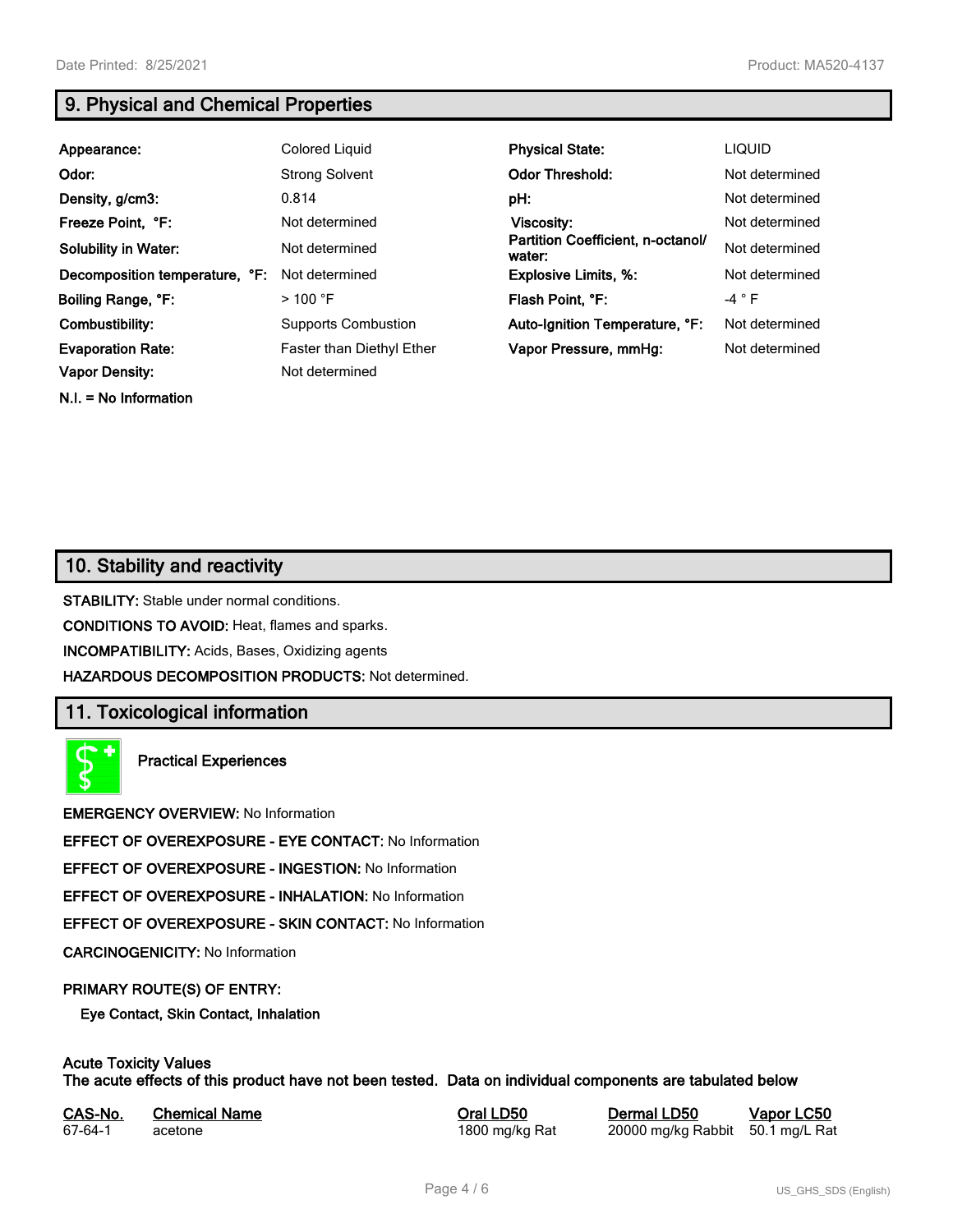## 9. Physical and Chemical Properties

| | | | |
|---|---|---|---|
| **Appearance:** | Colored Liquid | **Physical State:** | LIQUID |
| **Odor:** | Strong Solvent | **Odor Threshold:** | Not determined |
| **Density, g/cm3:** | 0.814 | **pH:** | Not determined |
| **Freeze Point, °F:** | Not determined | **Viscosity:** | Not determined |
| **Solubility in Water:** | Not determined | **Partition Coefficient, n-octanol/ water:** | Not determined |
| **Decomposition temperature, °F:** | Not determined | **Explosive Limits, %:** | Not determined |
| **Boiling Range, °F:** | > 100 °F | **Flash Point, °F:** | -4 ° F |
| **Combustibility:** | Supports Combustion | **Auto-Ignition Temperature, °F:** | Not determined |
| **Evaporation Rate:** | Faster than Diethyl Ether | **Vapor Pressure, mmHg:** | Not determined |
| **Vapor Density:** | Not determined | | |

**N.I. = No Information**

## 10. Stability and reactivity

**STABILITY:** Stable under normal conditions.

**CONDITIONS TO AVOID:** Heat, flames and sparks.

**INCOMPATIBILITY:** Acids, Bases, Oxidizing agents

**HAZARDOUS DECOMPOSITION PRODUCTS:** Not determined.

## 11. Toxicological information

**Practical Experiences**

**EMERGENCY OVERVIEW:** No Information

**EFFECT OF OVEREXPOSURE - EYE CONTACT:** No Information

**EFFECT OF OVEREXPOSURE - INGESTION:** No Information

**EFFECT OF OVEREXPOSURE - INHALATION:** No Information

**EFFECT OF OVEREXPOSURE - SKIN CONTACT:** No Information

**CARCINOGENICITY:** No Information

**PRIMARY ROUTE(S) OF ENTRY:**

**Eye Contact, Skin Contact, Inhalation**

**Acute Toxicity Values**
**The acute effects of this product have not been tested. Data on individual components are tabulated below**

| CAS-No. | Chemical Name | Oral LD50 | Dermal LD50 | Vapor LC50 |
|---|---|---|---|---|
| 67-64-1 | acetone | 1800 mg/kg Rat | 20000 mg/kg Rabbit | 50.1 mg/L Rat |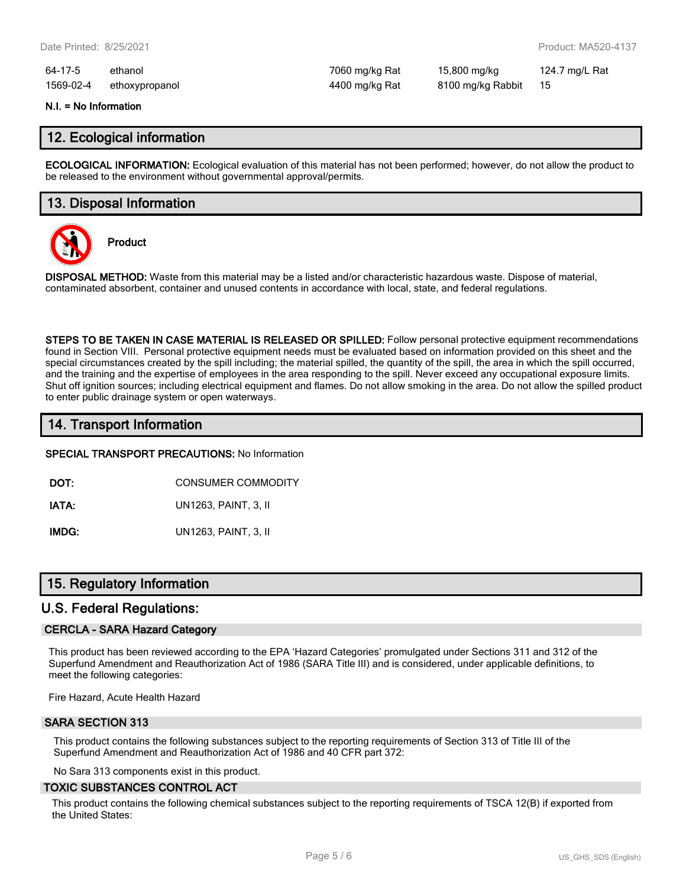| | | | | |
|---|---|---|---|---|
| 64-17-5 | ethanol | 7060 mg/kg Rat | 15,800 mg/kg | 124.7 mg/L Rat |
| 1569-02-4 | ethoxypropanol | 4400 mg/kg Rat | 8100 mg/kg Rabbit | 15 |

**N.I. = No Information**

## 12. Ecological information

**ECOLOGICAL INFORMATION:** Ecological evaluation of this material has not been performed; however, do not allow the product to be released to the environment without governmental approval/permits.

## 13. Disposal Information

**Product**

**DISPOSAL METHOD:** Waste from this material may be a listed and/or characteristic hazardous waste. Dispose of material, contaminated absorbent, container and unused contents in accordance with local, state, and federal regulations.

**STEPS TO BE TAKEN IN CASE MATERIAL IS RELEASED OR SPILLED:** Follow personal protective equipment recommendations found in Section VIII. Personal protective equipment needs must be evaluated based on information provided on this sheet and the special circumstances created by the spill including; the material spilled, the quantity of the spill, the area in which the spill occurred, and the training and the expertise of employees in the area responding to the spill. Never exceed any occupational exposure limits. Shut off ignition sources; including electrical equipment and flames. Do not allow smoking in the area. Do not allow the spilled product to enter public drainage system or open waterways.

## 14. Transport Information

**SPECIAL TRANSPORT PRECAUTIONS:** No Information

| | |
|---|---|
| **DOT:** | CONSUMER COMMODITY |
| **IATA:** | UN1263, PAINT, 3, II |
| **IMDG:** | UN1263, PAINT, 3, II |

## 15. Regulatory Information

## U.S. Federal Regulations:

### CERCLA - SARA Hazard Category

This product has been reviewed according to the EPA 'Hazard Categories' promulgated under Sections 311 and 312 of the Superfund Amendment and Reauthorization Act of 1986 (SARA Title III) and is considered, under applicable definitions, to meet the following categories:

Fire Hazard, Acute Health Hazard

### SARA SECTION 313

This product contains the following substances subject to the reporting requirements of Section 313 of Title III of the Superfund Amendment and Reauthorization Act of 1986 and 40 CFR part 372:

No Sara 313 components exist in this product.

### TOXIC SUBSTANCES CONTROL ACT

This product contains the following chemical substances subject to the reporting requirements of TSCA 12(B) if exported from the United States: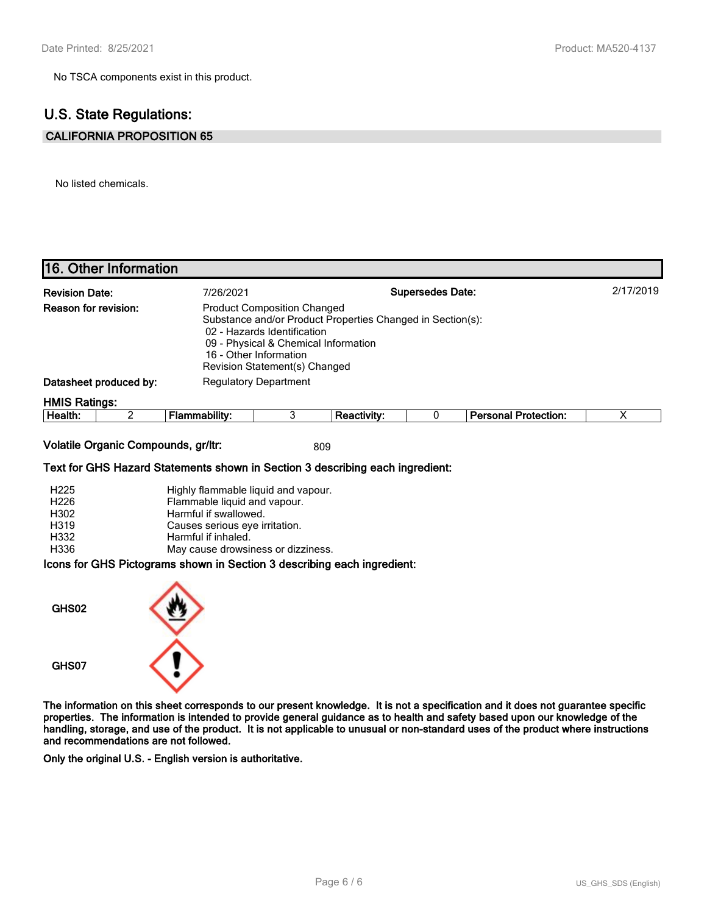No TSCA components exist in this product.

## U.S. State Regulations:

### CALIFORNIA PROPOSITION 65

No listed chemicals.

## 16. Other Information

**Revision Date:** 7/26/2021 **Supersedes Date:** 2/17/2019

**Reason for revision:** Product Composition Changed
Substance and/or Product Properties Changed in Section(s):
02 - Hazards Identification
09 - Physical & Chemical Information
16 - Other Information
Revision Statement(s) Changed

**Datasheet produced by:** Regulatory Department

**HMIS Ratings:**

| Health: | 2 | Flammability: | 3 | Reactivity: | 0 | Personal Protection: | X |
|---|---|---|---|---|---|---|---|

**Volatile Organic Compounds, gr/ltr:** 809

**Text for GHS Hazard Statements shown in Section 3 describing each ingredient:**

| | |
|---|---|
| H225 | Highly flammable liquid and vapour. |
| H226 | Flammable liquid and vapour. |
| H302 | Harmful if swallowed. |
| H319 | Causes serious eye irritation. |
| H332 | Harmful if inhaled. |
| H336 | May cause drowsiness or dizziness. |

**Icons for GHS Pictograms shown in Section 3 describing each ingredient:**

GHS02

GHS07

**The information on this sheet corresponds to our present knowledge. It is not a specification and it does not guarantee specific properties. The information is intended to provide general guidance as to health and safety based upon our knowledge of the handling, storage, and use of the product. It is not applicable to unusual or non-standard uses of the product where instructions and recommendations are not followed.**

**Only the original U.S. - English version is authoritative.**